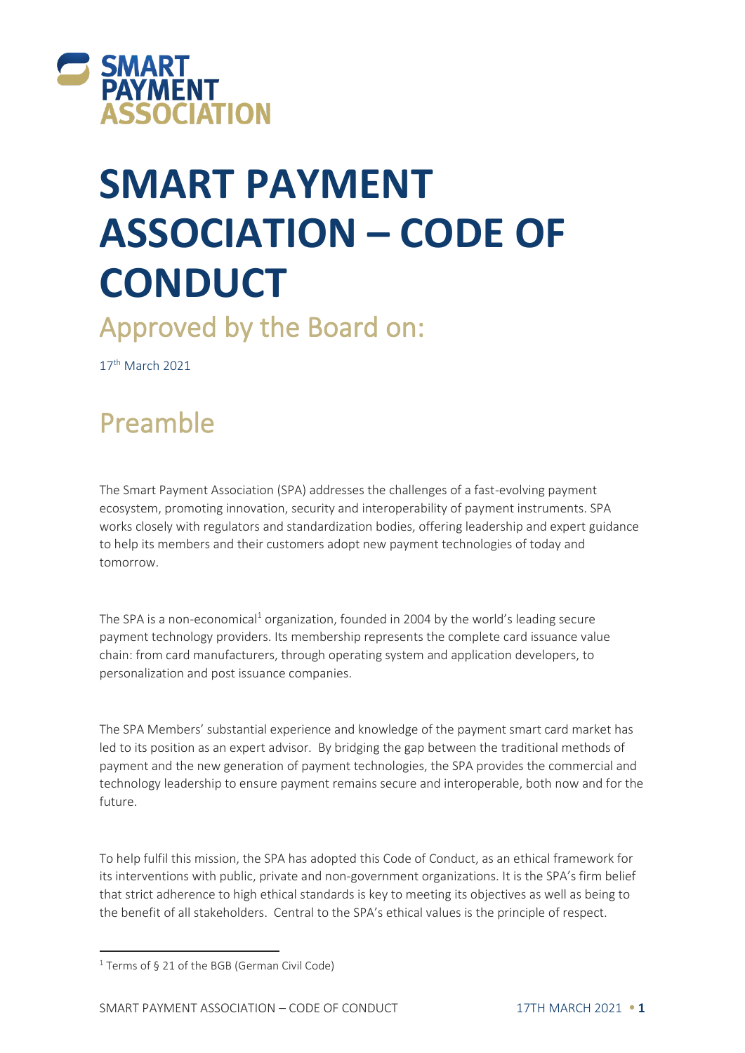SMART PAYMENT ASSOCIATION

# SMART PAYMENT ASSOCIATION – CODE OF CONDUCT

## Approved by the Board on:

17th March 2021

## Preamble

The Smart Payment Association (SPA) addresses the challenges of a fast-evolving payment ecosystem, promoting innovation, security and interoperability of payment instruments. SPA works closely with regulators and standardization bodies, offering leadership and expert guidance to help its members and their customers adopt new payment technologies of today and tomorrow.

The SPA is a non-economical[1] organization, founded in 2004 by the world's leading secure payment technology providers. Its membership represents the complete card issuance value chain: from card manufacturers, through operating system and application developers, to personalization and post issuance companies.

The SPA Members' substantial experience and knowledge of the payment smart card market has led to its position as an expert advisor. By bridging the gap between the traditional methods of payment and the new generation of payment technologies, the SPA provides the commercial and technology leadership to ensure payment remains secure and interoperable, both now and for the future.

To help fulfil this mission, the SPA has adopted this Code of Conduct, as an ethical framework for its interventions with public, private and non-government organizations. It is the SPA's firm belief that strict adherence to high ethical standards is key to meeting its objectives as well as being to the benefit of all stakeholders. Central to the SPA's ethical values is the principle of respect.

[1] Terms of § 21 of the BGB (German Civil Code)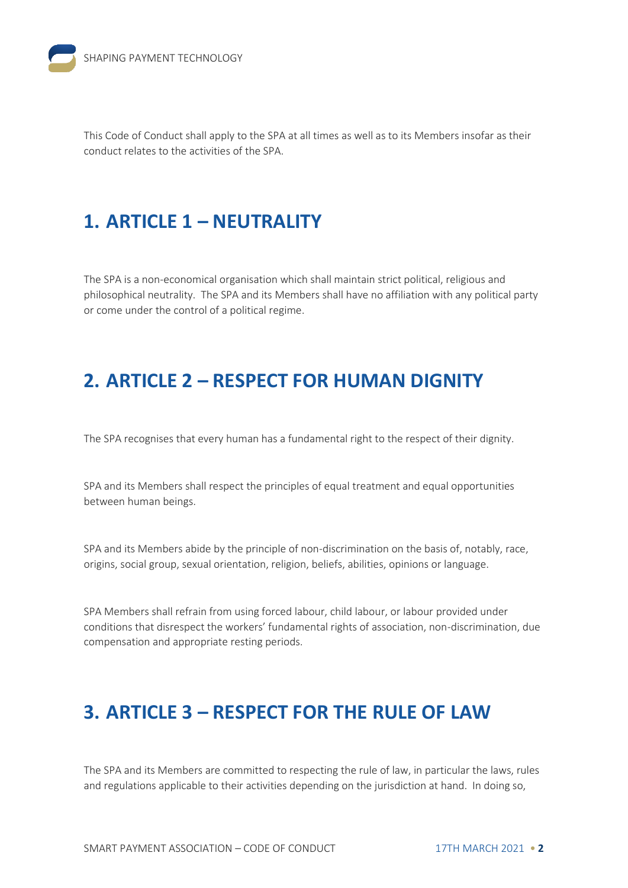This Code of Conduct shall apply to the SPA at all times as well as to its Members insofar as their conduct relates to the activities of the SPA.

## 1. ARTICLE 1 – NEUTRALITY

The SPA is a non-economical organisation which shall maintain strict political, religious and philosophical neutrality. The SPA and its Members shall have no affiliation with any political party or come under the control of a political regime.

## 2. ARTICLE 2 – RESPECT FOR HUMAN DIGNITY

The SPA recognises that every human has a fundamental right to the respect of their dignity.

SPA and its Members shall respect the principles of equal treatment and equal opportunities between human beings.

SPA and its Members abide by the principle of non-discrimination on the basis of, notably, race, origins, social group, sexual orientation, religion, beliefs, abilities, opinions or language.

SPA Members shall refrain from using forced labour, child labour, or labour provided under conditions that disrespect the workers' fundamental rights of association, non-discrimination, due compensation and appropriate resting periods.

## 3. ARTICLE 3 – RESPECT FOR THE RULE OF LAW

The SPA and its Members are committed to respecting the rule of law, in particular the laws, rules and regulations applicable to their activities depending on the jurisdiction at hand. In doing so,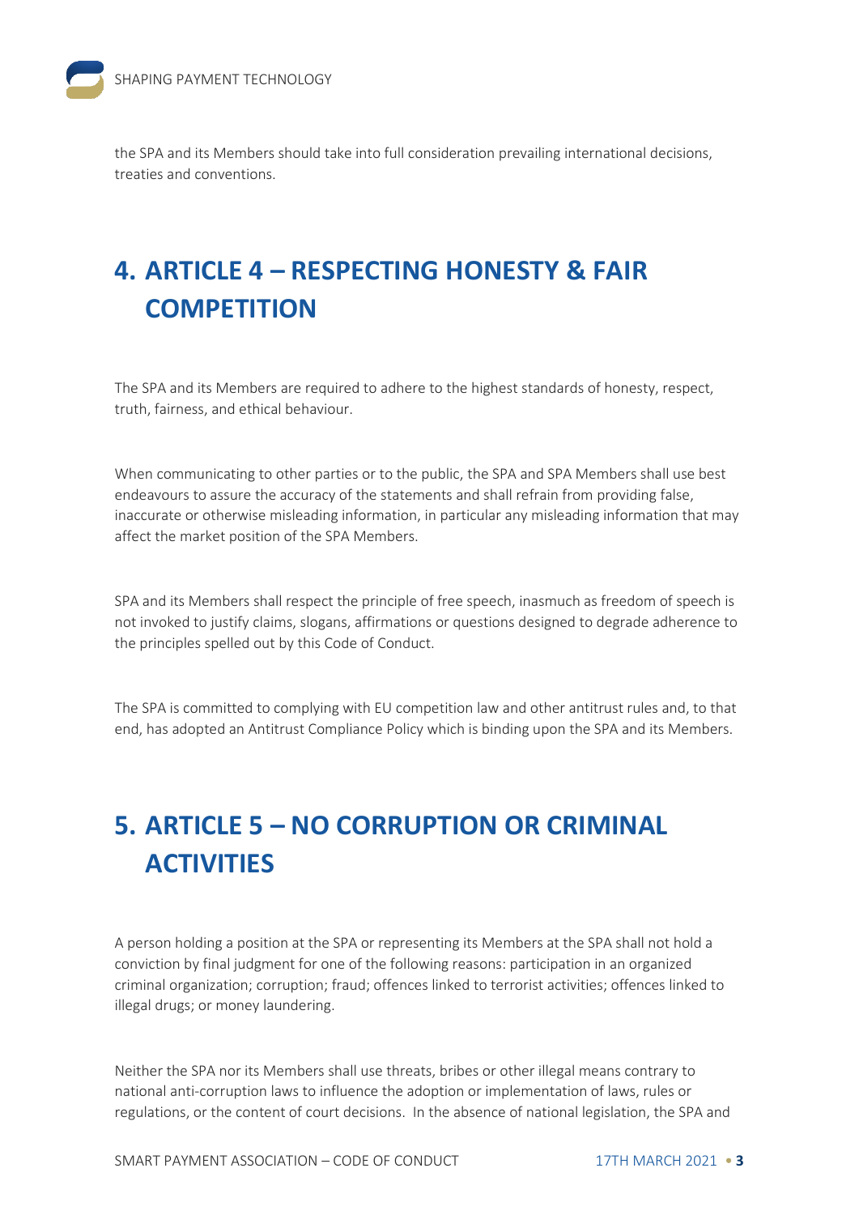the SPA and its Members should take into full consideration prevailing international decisions, treaties and conventions.

## 4. ARTICLE 4 – RESPECTING HONESTY & FAIR COMPETITION

The SPA and its Members are required to adhere to the highest standards of honesty, respect, truth, fairness, and ethical behaviour.

When communicating to other parties or to the public, the SPA and SPA Members shall use best endeavours to assure the accuracy of the statements and shall refrain from providing false, inaccurate or otherwise misleading information, in particular any misleading information that may affect the market position of the SPA Members.

SPA and its Members shall respect the principle of free speech, inasmuch as freedom of speech is not invoked to justify claims, slogans, affirmations or questions designed to degrade adherence to the principles spelled out by this Code of Conduct.

The SPA is committed to complying with EU competition law and other antitrust rules and, to that end, has adopted an Antitrust Compliance Policy which is binding upon the SPA and its Members.

## 5. ARTICLE 5 – NO CORRUPTION OR CRIMINAL ACTIVITIES

A person holding a position at the SPA or representing its Members at the SPA shall not hold a conviction by final judgment for one of the following reasons: participation in an organized criminal organization; corruption; fraud; offences linked to terrorist activities; offences linked to illegal drugs; or money laundering.

Neither the SPA nor its Members shall use threats, bribes or other illegal means contrary to national anti-corruption laws to influence the adoption or implementation of laws, rules or regulations, or the content of court decisions. In the absence of national legislation, the SPA and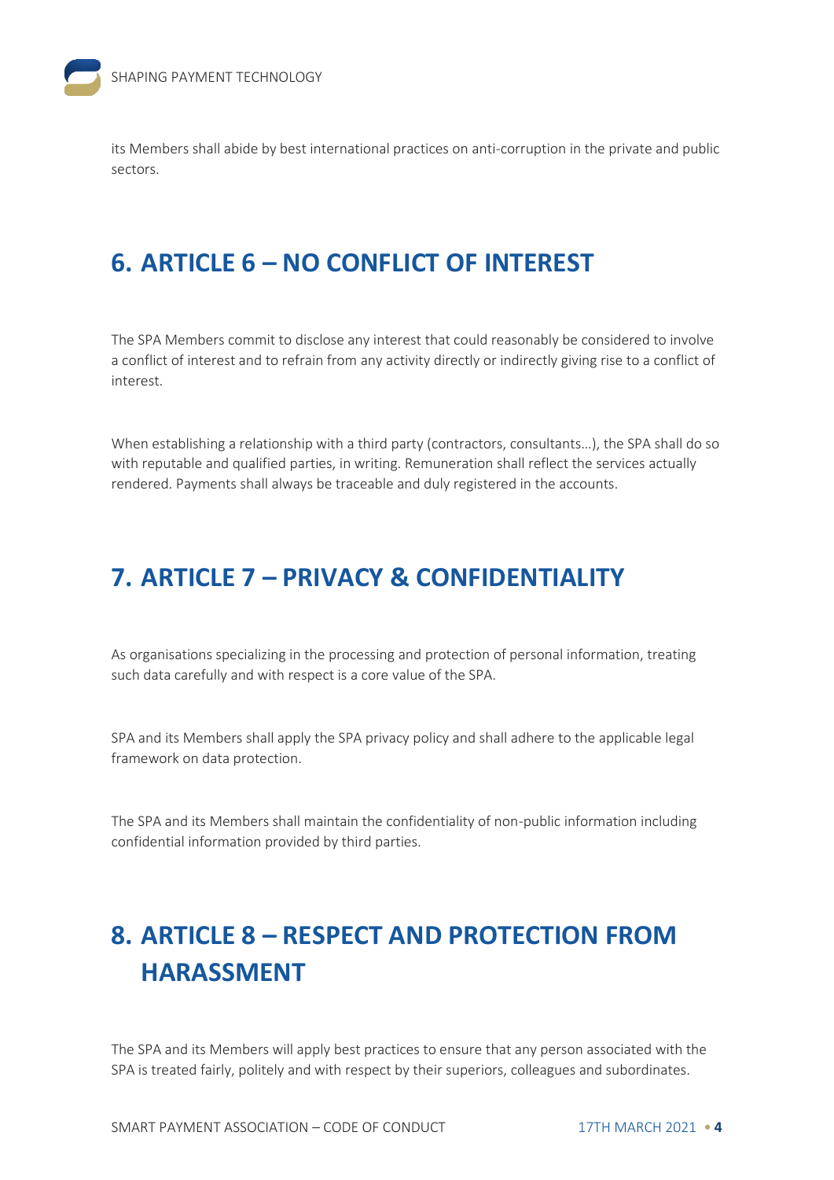its Members shall abide by best international practices on anti-corruption in the private and public sectors.

## 6. ARTICLE 6 – NO CONFLICT OF INTEREST

The SPA Members commit to disclose any interest that could reasonably be considered to involve a conflict of interest and to refrain from any activity directly or indirectly giving rise to a conflict of interest.

When establishing a relationship with a third party (contractors, consultants…), the SPA shall do so with reputable and qualified parties, in writing. Remuneration shall reflect the services actually rendered. Payments shall always be traceable and duly registered in the accounts.

## 7. ARTICLE 7 – PRIVACY & CONFIDENTIALITY

As organisations specializing in the processing and protection of personal information, treating such data carefully and with respect is a core value of the SPA.

SPA and its Members shall apply the SPA privacy policy and shall adhere to the applicable legal framework on data protection.

The SPA and its Members shall maintain the confidentiality of non-public information including confidential information provided by third parties.

## 8. ARTICLE 8 – RESPECT AND PROTECTION FROM HARASSMENT

The SPA and its Members will apply best practices to ensure that any person associated with the SPA is treated fairly, politely and with respect by their superiors, colleagues and subordinates.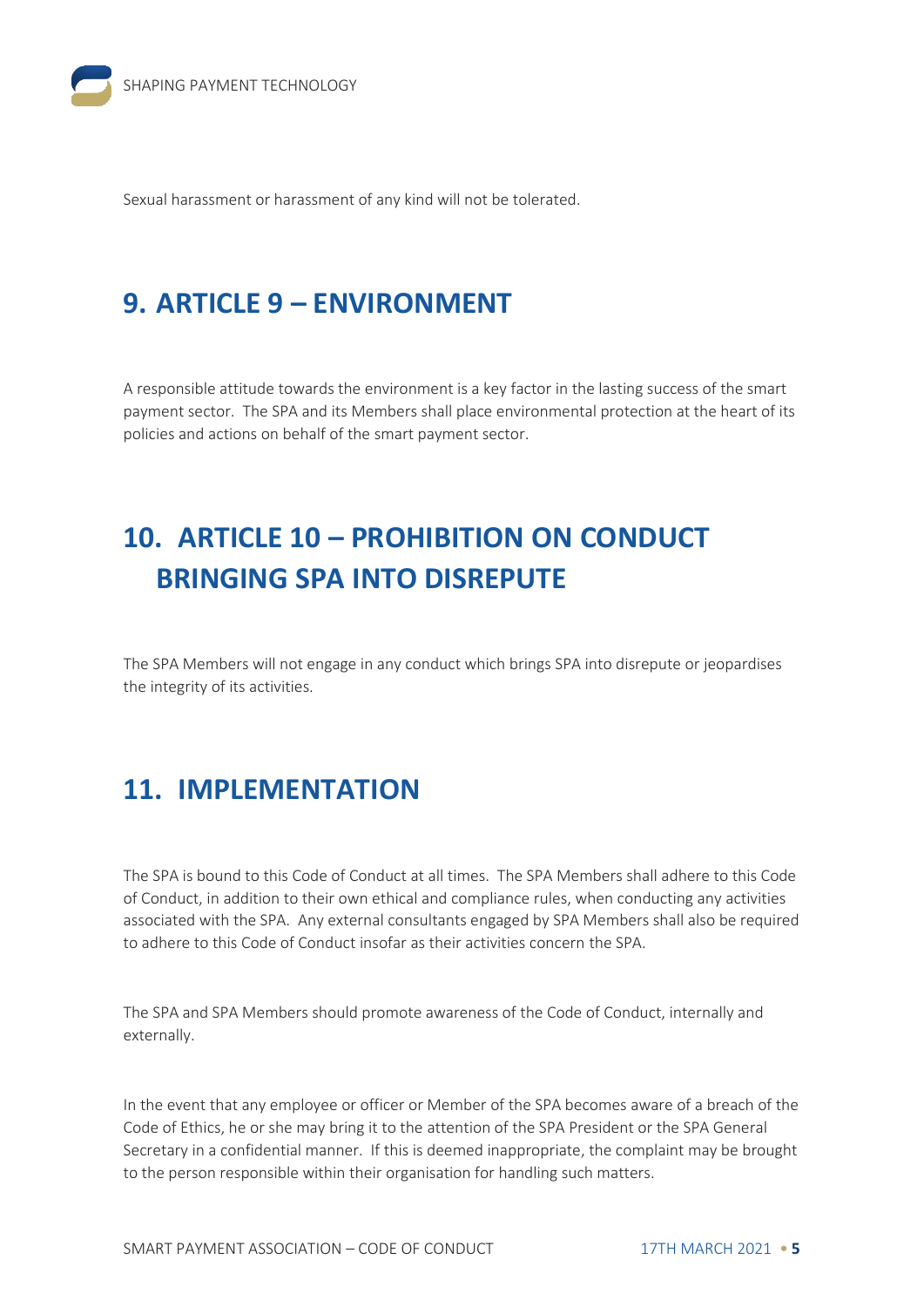Sexual harassment or harassment of any kind will not be tolerated.

## 9. ARTICLE 9 – ENVIRONMENT

A responsible attitude towards the environment is a key factor in the lasting success of the smart payment sector. The SPA and its Members shall place environmental protection at the heart of its policies and actions on behalf of the smart payment sector.

## 10. ARTICLE 10 – PROHIBITION ON CONDUCT BRINGING SPA INTO DISREPUTE

The SPA Members will not engage in any conduct which brings SPA into disrepute or jeopardises the integrity of its activities.

## 11. IMPLEMENTATION

The SPA is bound to this Code of Conduct at all times. The SPA Members shall adhere to this Code of Conduct, in addition to their own ethical and compliance rules, when conducting any activities associated with the SPA. Any external consultants engaged by SPA Members shall also be required to adhere to this Code of Conduct insofar as their activities concern the SPA.

The SPA and SPA Members should promote awareness of the Code of Conduct, internally and externally.

In the event that any employee or officer or Member of the SPA becomes aware of a breach of the Code of Ethics, he or she may bring it to the attention of the SPA President or the SPA General Secretary in a confidential manner. If this is deemed inappropriate, the complaint may be brought to the person responsible within their organisation for handling such matters.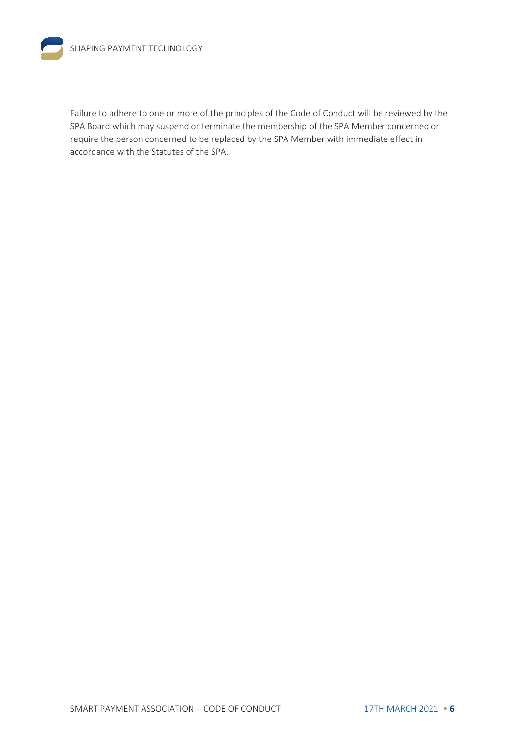Failure to adhere to one or more of the principles of the Code of Conduct will be reviewed by the SPA Board which may suspend or terminate the membership of the SPA Member concerned or require the person concerned to be replaced by the SPA Member with immediate effect in accordance with the Statutes of the SPA.